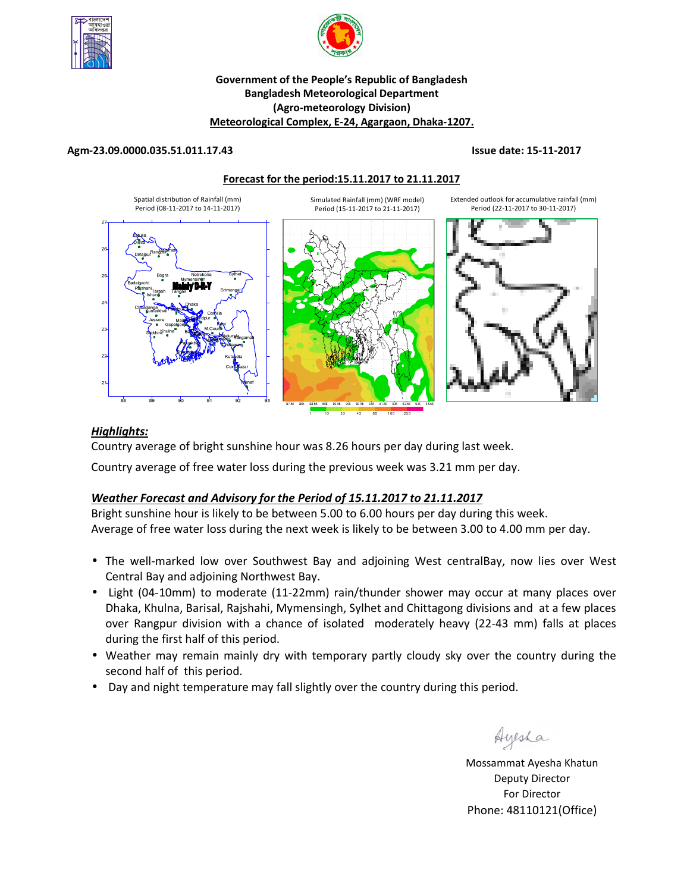**Government of the People's Republic of Bangladesh**
**Bangladesh Meteorological Department**
**(Agro-meteorology Division)**
**Meteorological Complex, E-24, Agargaon, Dhaka-1207.**

**Agm-23.09.0000.035.51.011.17.43** **Issue date: 15-11-2017**

**Forecast for the period:15.11.2017 to 21.11.2017**

Spatial distribution of Rainfall (mm) Period (08-11-2017 to 14-11-2017)

Simulated Rainfall (mm) (WRF model) Period (15-11-2017 to 21-11-2017)

Extended outlook for accumulative rainfall (mm) Period (22-11-2017 to 30-11-2017)

## *Highlights:*

Country average of bright sunshine hour was 8.26 hours per day during last week.

Country average of free water loss during the previous week was 3.21 mm per day.

## *Weather Forecast and Advisory for the Period of 15.11.2017 to 21.11.2017*

Bright sunshine hour is likely to be between 5.00 to 6.00 hours per day during this week.
Average of free water loss during the next week is likely to be between 3.00 to 4.00 mm per day.

- The well-marked low over Southwest Bay and adjoining West centralBay, now lies over West Central Bay and adjoining Northwest Bay.
- Light (04-10mm) to moderate (11-22mm) rain/thunder shower may occur at many places over Dhaka, Khulna, Barisal, Rajshahi, Mymensingh, Sylhet and Chittagong divisions and at a few places over Rangpur division with a chance of isolated moderately heavy (22-43 mm) falls at places during the first half of this period.
- Weather may remain mainly dry with temporary partly cloudy sky over the country during the second half of this period.
- Day and night temperature may fall slightly over the country during this period.

Mossammat Ayesha Khatun
Deputy Director
For Director
Phone: 48110121(Office)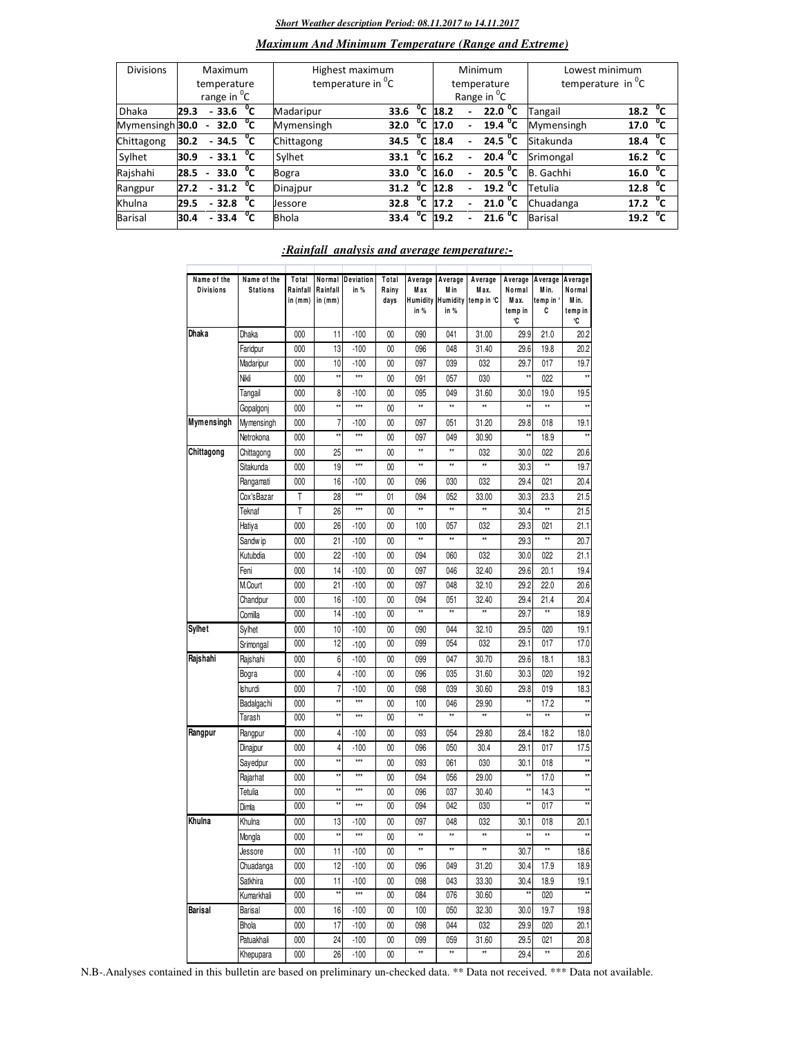***Short Weather description Period: 08.11.2017 to 14.11.2017***

## *Maximum And Minimum Temperature (Range and Extreme)*

| Divisions | Maximum temperature range in °C | Highest maximum temperature in °C | | Minimum temperature Range in °C | Lowest minimum temperature in °C | |
|---|---|---|---|---|---|---|
| Dhaka | 29.3 - 33.6 °C | Madaripur | 33.6 °C | 18.2 - 22.0 °C | Tangail | 18.2 °C |
| Mymensingh | 30.0 - 32.0 °C | Mymensingh | 32.0 °C | 17.0 - 19.4 °C | Mymensingh | 17.0 °C |
| Chittagong | 30.2 - 34.5 °C | Chittagong | 34.5 °C | 18.4 - 24.5 °C | Sitakunda | 18.4 °C |
| Sylhet | 30.9 - 33.1 °C | Sylhet | 33.1 °C | 16.2 - 20.4 °C | Srimongal | 16.2 °C |
| Rajshahi | 28.5 - 33.0 °C | Bogra | 33.0 °C | 16.0 - 20.5 °C | B. Gachhi | 16.0 °C |
| Rangpur | 27.2 - 31.2 °C | Dinajpur | 31.2 °C | 12.8 - 19.2 °C | Tetulia | 12.8 °C |
| Khulna | 29.5 - 32.8 °C | Jessore | 32.8 °C | 17.2 - 21.0 °C | Chuadanga | 17.2 °C |
| Barisal | 30.4 - 33.4 °C | Bhola | 33.4 °C | 19.2 - 21.6 °C | Barisal | 19.2 °C |

## *:Rainfall analysis and average temperature:-*

| Name of the Divisions | Name of the Stations | Total Rainfall in (mm) | Normal Rainfall in (mm) | Deviation in % | Total Rainy days | Average Max Humidity in % | Average Min Humidity in % | Average Max. temp in °C | Average Normal Max. temp in °C | Average Min. temp in °C | Average Normal Min. temp in °C |
|---|---|---|---|---|---|---|---|---|---|---|---|
| Dhaka | Dhaka | 000 | 11 | -100 | 00 | 090 | 041 | 31.00 | 29.9 | 21.0 | 20.2 |
| | Faridpur | 000 | 13 | -100 | 00 | 096 | 048 | 31.40 | 29.6 | 19.8 | 20.2 |
| | Madaripur | 000 | 10 | -100 | 00 | 097 | 039 | 032 | 29.7 | 017 | 19.7 |
| | Nikli | 000 | ** | *** | 00 | 091 | 057 | 030 | ** | 022 | ** |
| | Tangail | 000 | 8 | -100 | 00 | 095 | 049 | 31.60 | 30.0 | 19.0 | 19.5 |
| | Gopalgonj | 000 | ** | *** | 00 | ** | ** | ** | ** | ** | ** |
| Mymensingh | Mymensingh | 000 | 7 | -100 | 00 | 097 | 051 | 31.20 | 29.8 | 018 | 19.1 |
| | Netrokona | 000 | ** | *** | 00 | 097 | 049 | 30.90 | ** | 18.9 | ** |
| Chittagong | Chittagong | 000 | 25 | *** | 00 | ** | ** | 032 | 30.0 | 022 | 20.6 |
| | Sitakunda | 000 | 19 | *** | 00 | ** | ** | ** | 30.3 | ** | 19.7 |
| | Rangamati | 000 | 16 | -100 | 00 | 096 | 030 | 032 | 29.4 | 021 | 20.4 |
| | Cox'sBazar | T | 28 | *** | 01 | 094 | 052 | 33.00 | 30.3 | 23.3 | 21.5 |
| | Teknaf | T | 26 | *** | 00 | ** | ** | ** | 30.4 | ** | 21.5 |
| | Hatiya | 000 | 26 | -100 | 00 | 100 | 057 | 032 | 29.3 | 021 | 21.1 |
| | Sandwip | 000 | 21 | -100 | 00 | ** | ** | ** | 29.3 | ** | 20.7 |
| | Kutubdia | 000 | 22 | -100 | 00 | 094 | 060 | 032 | 30.0 | 022 | 21.1 |
| | Feni | 000 | 14 | -100 | 00 | 097 | 046 | 32.40 | 29.6 | 20.1 | 19.4 |
| | M.Court | 000 | 21 | -100 | 00 | 097 | 048 | 32.10 | 29.2 | 22.0 | 20.6 |
| | Chandpur | 000 | 16 | -100 | 00 | 094 | 051 | 32.40 | 29.4 | 21.4 | 20.4 |
| | Comilla | 000 | 14 | -100 | 00 | ** | ** | ** | 29.7 | ** | 18.9 |
| Sylhet | Sylhet | 000 | 10 | -100 | 00 | 090 | 044 | 32.10 | 29.5 | 020 | 19.1 |
| | Srimongal | 000 | 12 | -100 | 00 | 099 | 054 | 032 | 29.1 | 017 | 17.0 |
| Rajshahi | Rajshahi | 000 | 6 | -100 | 00 | 099 | 047 | 30.70 | 29.6 | 18.1 | 18.3 |
| | Bogra | 000 | 4 | -100 | 00 | 096 | 035 | 31.60 | 30.3 | 020 | 19.2 |
| | Ishurdi | 000 | 7 | -100 | 00 | 098 | 039 | 30.60 | 29.8 | 019 | 18.3 |
| | Badalgachi | 000 | ** | *** | 00 | 100 | 046 | 29.90 | ** | 17.2 | ** |
| | Tarash | 000 | ** | *** | 00 | ** | ** | ** | ** | ** | ** |
| Rangpur | Rangpur | 000 | 4 | -100 | 00 | 093 | 054 | 29.80 | 28.4 | 18.2 | 18.0 |
| | Dinajpur | 000 | 4 | -100 | 00 | 096 | 050 | 30.4 | 29.1 | 017 | 17.5 |
| | Sayedpur | 000 | ** | *** | 00 | 093 | 061 | 030 | 30.1 | 018 | ** |
| | Rajarhat | 000 | ** | *** | 00 | 094 | 056 | 29.00 | ** | 17.0 | ** |
| | Tetulia | 000 | ** | *** | 00 | 096 | 037 | 30.40 | ** | 14.3 | ** |
| | Dimla | 000 | ** | *** | 00 | 094 | 042 | 030 | ** | 017 | ** |
| Khulna | Khulna | 000 | 13 | -100 | 00 | 097 | 048 | 032 | 30.1 | 018 | 20.1 |
| | Mongla | 000 | ** | *** | 00 | ** | ** | ** | ** | ** | ** |
| | Jessore | 000 | 11 | -100 | 00 | ** | ** | ** | 30.7 | ** | 18.6 |
| | Chuadanga | 000 | 12 | -100 | 00 | 096 | 049 | 31.20 | 30.4 | 17.9 | 18.9 |
| | Satkhira | 000 | 11 | -100 | 00 | 098 | 043 | 33.30 | 30.4 | 18.9 | 19.1 |
| | Kumarkhali | 000 | ** | *** | 00 | 084 | 076 | 30.60 | ** | 020 | ** |
| Barisal | Barisal | 000 | 16 | -100 | 00 | 100 | 050 | 32.30 | 30.0 | 19.7 | 19.8 |
| | Bhola | 000 | 17 | -100 | 00 | 098 | 044 | 032 | 29.9 | 020 | 20.1 |
| | Patuakhali | 000 | 24 | -100 | 00 | 099 | 059 | 31.60 | 29.5 | 021 | 20.8 |
| | Khepupara | 000 | 26 | -100 | 00 | ** | ** | ** | 29.4 | ** | 20.6 |

N.B-.Analyses contained in this bulletin are based on preliminary un-checked data. ** Data not received. *** Data not available.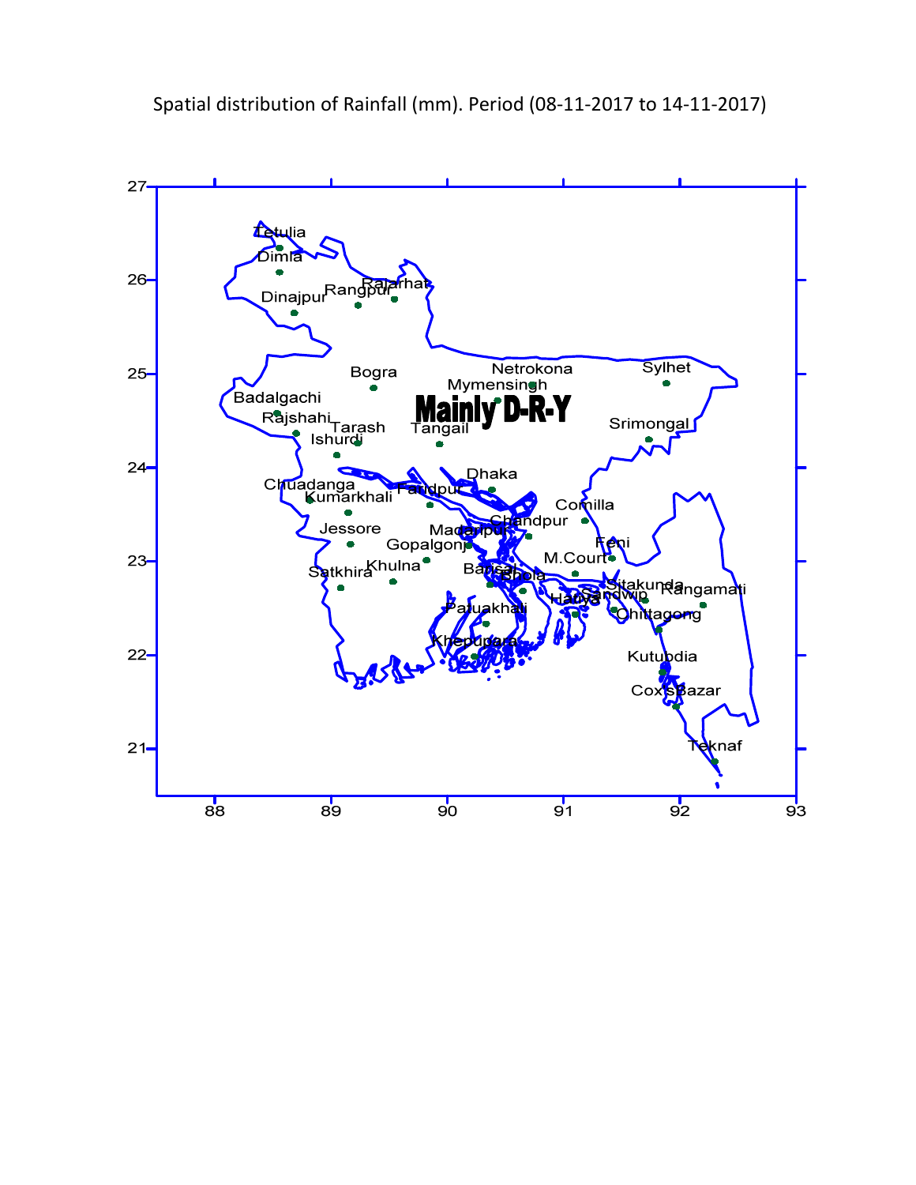Spatial distribution of Rainfall (mm). Period (08-11-2017 to 14-11-2017)

Mainly D-R-Y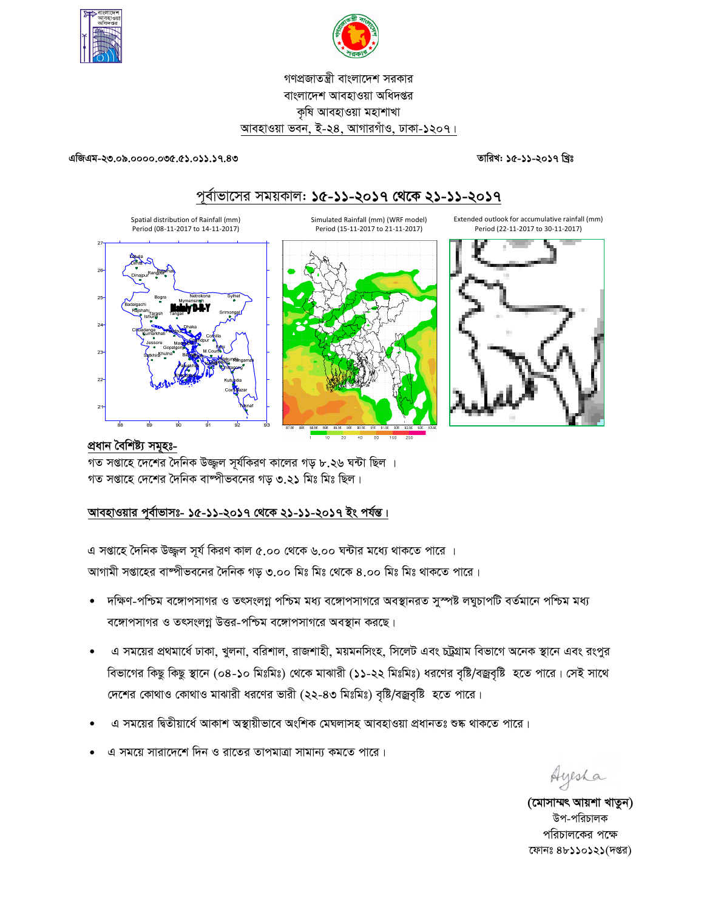গণপ্রজাতন্ত্রী বাংলাদেশ সরকার
বাংলাদেশ আবহাওয়া অধিদপ্তর
কৃষি আবহাওয়া মহাশাখা
আবহাওয়া ভবন, ই-২৪, আগারগাঁও, ঢাকা-১২০৭।

এজিএম-২৩.০৯.০০০০.০৩৫.৫১.০১১.১৭.৪৩ তারিখ: ১৫-১১-২০১৭ খ্রিঃ

## পূর্বাভাসের সময়কাল: ১৫-১১-২০১৭ থেকে ২১-১১-২০১৭

Spatial distribution of Rainfall (mm)
Period (08-11-2017 to 14-11-2017)

Simulated Rainfall (mm) (WRF model)
Period (15-11-2017 to 21-11-2017)

Extended outlook for accumulative rainfall (mm)
Period (22-11-2017 to 30-11-2017)

### প্রধান বৈশিষ্ট্য সমূহঃ-

গত সপ্তাহে দেশের দৈনিক উজ্জ্বল সূর্যকিরণ কালের গড় ৮.২৬ ঘন্টা ছিল ।
গত সপ্তাহে দেশের দৈনিক বাষ্পীভবনের গড় ৩.২১ মিঃ মিঃ ছিল।

### আবহাওয়ার পূর্বাভাসঃ- ১৫-১১-২০১৭ থেকে ২১-১১-২০১৭ ইং পর্যন্ত।

এ সপ্তাহে দৈনিক উজ্জ্বল সূর্য কিরণ কাল ৫.০০ থেকে ৬.০০ ঘন্টার মধ্যে থাকতে পারে ।
আগামী সপ্তাহের বাষ্পীভবনের দৈনিক গড় ৩.০০ মিঃ মিঃ থেকে ৪.০০ মিঃ মিঃ থাকতে পারে।

- দক্ষিণ-পশ্চিম বঙ্গোপসাগর ও তৎসংলগ্ন পশ্চিম মধ্য বঙ্গোপসাগরে অবস্থানরত সুস্পষ্ট লঘুচাপটি বর্তমানে পশ্চিম মধ্য বঙ্গোপসাগর ও তৎসংলগ্ন উত্তর-পশ্চিম বঙ্গোপসাগরে অবস্থান করছে।
- এ সময়ের প্রথমার্ধে ঢাকা, খুলনা, বরিশাল, রাজশাহী, ময়মনসিংহ, সিলেট এবং চট্রগ্রাম বিভাগে অনেক স্থানে এবং রংপুর বিভাগের কিছু কিছু স্থানে (০৪-১০ মিঃমিঃ) থেকে মাঝারী (১১-২২ মিঃমিঃ) ধরণের বৃষ্টি/বজ্রবৃষ্টি হতে পারে। সেই সাথে দেশের কোথাও কোথাও মাঝারী ধরণের ভারী (২২-৪৩ মিঃমিঃ) বৃষ্টি/বজ্রবৃষ্টি হতে পারে।
- এ সময়ের দ্বিতীয়ার্ধে আকাশ অস্থায়ীভাবে অংশিক মেঘলাসহ আবহাওয়া প্রধানতঃ শুষ্ক থাকতে পারে।
- এ সময়ে সারাদেশে দিন ও রাতের তাপমাত্রা সামান্য কমতে পারে।

Ayesha

**(মোসাম্মৎ আয়শা খাতুন)**
উপ-পরিচালক
পরিচালকের পক্ষে
ফোনঃ ৪৮১১০১২১(দপ্তর)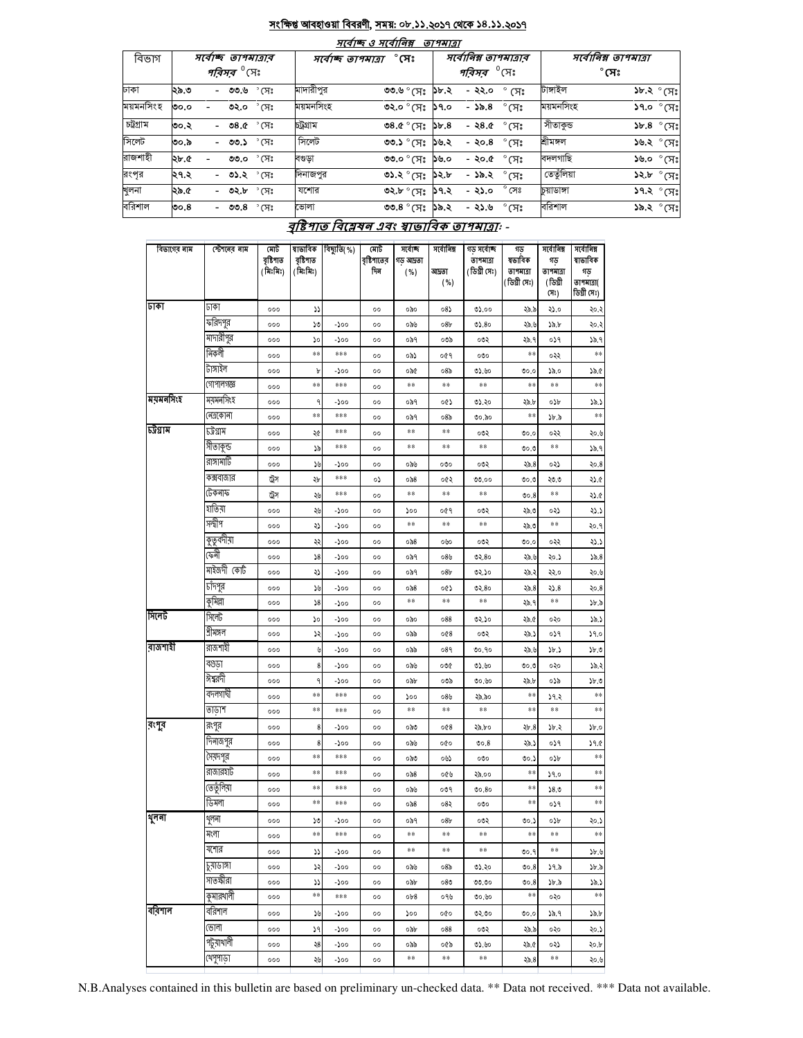## সংক্ষিপ্ত আবহাওয়া বিবরণী, সময়: ০৮.১১.২০১৭ থেকে ১৪.১১.২০১৭

### সর্বোচ্চ ও সর্বোনিম্ন তাপমাত্রা

| বিভাগ | সর্বোচ্চ তাপমাত্রার পরিসর °সেঃ | সর্বোচ্চ তাপমাত্রা °সেঃ | | সর্বোনিম্ন তাপমাত্রার পরিসর °সেঃ | সর্বোনিম্ন তাপমাত্রা °সেঃ | |
|---|---|---|---|---|---|---|
| ঢাকা | ২৯.৩ - ৩৩.৬ °সেঃ | মাদারীপুর | ৩৩.৬ °সেঃ | ১৮.২ - ২২.০ °সেঃ | টাঙ্গাইল | ১৮.২ °সেঃ |
| ময়মনসিংহ | ৩০.০ - ৩২.০ °সেঃ | ময়মনসিংহ | ৩২.০ °সেঃ | ১৭.০ - ১৯.৪ °সেঃ | ময়মনসিংহ | ১৭.০ °সেঃ |
| চট্টগ্রাম | ৩০.২ - ৩৪.৫ °সেঃ | চট্টগ্রাম | ৩৪.৫ °সেঃ | ১৮.৪ - ২৪.৫ °সেঃ | সীতাকুন্ড | ১৮.৪ °সেঃ |
| সিলেট | ৩০.৯ - ৩৩.১ °সেঃ | সিলেট | ৩৩.১ °সেঃ | ১৬.২ - ২০.৪ °সেঃ | শ্রীমঙ্গল | ১৬.২ °সেঃ |
| রাজশাহী | ২৮.৫ - ৩৩.০ °সেঃ | বগুড়া | ৩৩.০ °সেঃ | ১৬.০ - ২০.৫ °সেঃ | বদলগাছি | ১৬.০ °সেঃ |
| রংপুর | ২৭.২ - ৩১.২ °সেঃ | দিনাজপুর | ৩১.২ °সেঃ | ১২.৮ - ১৯.২ °সেঃ | তেতুঁলিয়া | ১২.৮ °সেঃ |
| খুলনা | ২৯.৫ - ৩২.৮ °সেঃ | যশোর | ৩২.৮ °সেঃ | ১৭.২ - ২১.০ °সেঃ | চুয়াডাঙ্গা | ১৭.২ °সেঃ |
| বরিশাল | ৩০.৪ - ৩৩.৪ °সেঃ | ভোলা | ৩৩.৪ °সেঃ | ১৯.২ - ২১.৬ °সেঃ | বরিশাল | ১৯.২ °সেঃ |

### বৃষ্টিপাত বিশ্লেষন এবং স্বাভাবিক তাপমাত্রাঃ -

| বিভাগের নাম | স্টেশনের নাম | মোট বৃষ্টিপাত (মিঃমিঃ) | স্বাভাবিক বৃষ্টিপাত (মিঃমিঃ) | বিচ্যুতি(%) | মোট বৃষ্টিপাতের দিন | সর্বোচ্চ গড় আদ্রতা (%) | সর্বোনিম্ন আদ্রতা (%) | গড় সর্বোচ্চ তাপমাত্রা (ডিগ্রী সেঃ) | গড় স্বাভাবিক তাপমাত্রা (ডিগ্রী সেঃ) | সর্বোনিম্ন গড় তাপমাত্রা (ডিগ্রী সেঃ) | সর্বোনিম্ন স্বাভাবিক গড় তাপমাত্রা(ডিগ্রী সেঃ) |
|---|---|---|---|---|---|---|---|---|---|---|---|
| ঢাকা | ঢাকা | ০০০ | ১১ | | ০০ | ০৯০ | ০৪১ | ৩১.০০ | ২৯.৯ | ২১.০ | ২০.২ |
| | ফরিদপুর | ০০০ | ১৩ | -১০০ | ০০ | ০৯৬ | ০৪৮ | ৩১.৪০ | ২৯.৬ | ১৯.৮ | ২০.২ |
| | মাদারীপুর | ০০০ | ১০ | -১০০ | ০০ | ০৯৭ | ০৩৯ | ০৩২ | ২৯.৭ | ০১৭ | ১৯.৭ |
| | নিকলী | ০০০ | ** | *** | ০০ | ০৯১ | ০৫৭ | ০৩০ | ** | ০২২ | ** |
| | টাঙ্গাইল | ০০০ | ৮ | -১০০ | ০০ | ০৯৫ | ০৪৯ | ৩১.৬০ | ৩০.০ | ১৯.০ | ১৯.৫ |
| | গোপালগঞ্জ | ০০০ | ** | *** | ০০ | ** | ** | ** | ** | ** | ** |
| ময়মনসিংহ | ময়মনসিংহ | ০০০ | ৭ | -১০০ | ০০ | ০৯৭ | ০৫১ | ৩১.২০ | ২৯.৮ | ০১৮ | ১৯.১ |
| | নেত্রকোনা | ০০০ | ** | *** | ০০ | ০৯৭ | ০৪৯ | ৩০.৯০ | ** | ১৮.৯ | ** |
| চট্টগ্রাম | চট্টগ্রাম | ০০০ | ২৫ | *** | ০০ | ** | ** | ০৩২ | ৩০.০ | ০২২ | ২০.৬ |
| | সীতাকুন্ড | ০০০ | ১৯ | *** | ০০ | ** | ** | ** | ৩০.৩ | ** | ১৯.৭ |
| | রাঙ্গামাটি | ০০০ | ১৬ | -১০০ | ০০ | ০৯৬ | ০৩০ | ০৩২ | ২৯.৪ | ০২১ | ২০.৪ |
| | কক্সবাজার | ট্রেস | ২৮ | *** | ০১ | ০৯৪ | ০৫২ | ৩৩.০০ | ৩০.৩ | ২৩.৩ | ২১.৫ |
| | টেকনাফ | ট্রেস | ২৬ | *** | ০০ | ** | ** | ** | ৩০.৪ | ** | ২১.৫ |
| | হাতিয়া | ০০০ | ২৬ | -১০০ | ০০ | ১০০ | ০৫৭ | ০৩২ | ২৯.৩ | ০২১ | ২১.১ |
| | সন্দ্বীপ | ০০০ | ২১ | -১০০ | ০০ | ** | ** | ** | ২৯.৩ | ** | ২০.৭ |
| | কুতুবদীয়া | ০০০ | ২২ | -১০০ | ০০ | ০৯৪ | ০৬০ | ০৩২ | ৩০.০ | ০২২ | ২১.১ |
| | ফেনী | ০০০ | ১৪ | -১০০ | ০০ | ০৯৭ | ০৪৬ | ৩২.৪০ | ২৯.৬ | ২০.১ | ১৯.৪ |
| | মাইজদী কোর্ট | ০০০ | ২১ | -১০০ | ০০ | ০৯৭ | ০৪৮ | ৩২.১০ | ২৯.২ | ২২.০ | ২০.৬ |
| | চাঁদপুর | ০০০ | ১৬ | -১০০ | ০০ | ০৯৪ | ০৫১ | ৩২.৪০ | ২৯.৪ | ২১.৪ | ২০.৪ |
| | কুমিল্লা | ০০০ | ১৪ | -১০০ | ০০ | ** | ** | ** | ২৯.৭ | ** | ১৮.৯ |
| সিলেট | সিলেট | ০০০ | ১০ | -১০০ | ০০ | ০৯০ | ০৪৪ | ৩২.১০ | ২৯.৫ | ০২০ | ১৯.১ |
| | শ্রীমঙ্গল | ০০০ | ১২ | -১০০ | ০০ | ০৯৯ | ০৫৪ | ০৩২ | ২৯.১ | ০১৭ | ১৭.০ |
| রাজশাহী | রাজশাহী | ০০০ | ৬ | -১০০ | ০০ | ০৯৯ | ০৪৭ | ৩০.৭০ | ২৯.৬ | ১৮.১ | ১৮.৩ |
| | বগুড়া | ০০০ | ৪ | -১০০ | ০০ | ০৯৬ | ০৩৫ | ৩১.৬০ | ৩০.৩ | ০২০ | ১৯.২ |
| | ঈশ্বরদী | ০০০ | ৭ | -১০০ | ০০ | ০৯৮ | ০৩৯ | ৩০.৬০ | ২৯.৮ | ০১৯ | ১৮.৩ |
| | বদলগাছী | ০০০ | ** | *** | ০০ | ১০০ | ০৪৬ | ২৯.৯০ | ** | ১৭.২ | ** |
| | তাড়াশ | ০০০ | ** | *** | ০০ | ** | ** | ** | ** | ** | ** |
| রংপুর | রংপুর | ০০০ | ৪ | -১০০ | ০০ | ০৯৩ | ০৫৪ | ২৯.৮০ | ২৮.৪ | ১৮.২ | ১৮.০ |
| | দিনাজপুর | ০০০ | ৪ | -১০০ | ০০ | ০৯৬ | ০৫০ | ৩০.৪ | ২৯.১ | ০১৭ | ১৭.৫ |
| | সৈয়দপুর | ০০০ | ** | *** | ০০ | ০৯৩ | ০৬১ | ০৩০ | ৩০.১ | ০১৮ | ** |
| | রাজারহাট | ০০০ | ** | *** | ০০ | ০৯৪ | ০৫৬ | ২৯.০০ | ** | ১৭.০ | ** |
| | তেতুঁলিয়া | ০০০ | ** | *** | ০০ | ০৯৬ | ০৩৭ | ৩০.৪০ | ** | ১৪.৩ | ** |
| | ডিমলা | ০০০ | ** | *** | ০০ | ০৯৪ | ০৪২ | ০৩০ | ** | ০১৭ | ** |
| খুলনা | খুলনা | ০০০ | ১৩ | -১০০ | ০০ | ০৯৭ | ০৪৮ | ০৩২ | ৩০.১ | ০১৮ | ২০.১ |
| | মংলা | ০০০ | ** | *** | ০০ | ** | ** | ** | ** | ** | ** |
| | যশোর | ০০০ | ১১ | -১০০ | ০০ | ** | ** | ** | ৩০.৭ | ** | ১৮.৬ |
| | চুয়াডাঙ্গা | ০০০ | ১২ | -১০০ | ০০ | ০৯৬ | ০৪৯ | ৩১.২০ | ৩০.৪ | ১৭.৯ | ১৮.৯ |
| | সাতক্ষীরা | ০০০ | ১১ | -১০০ | ০০ | ০৯৮ | ০৪৩ | ৩৩.৩০ | ৩০.৪ | ১৮.৯ | ১৯.১ |
| | কুমারখালী | ০০০ | ** | *** | ০০ | ০৮৪ | ০৭৬ | ৩০.৬০ | ** | ০২০ | ** |
| বরিশাল | বরিশাল | ০০০ | ১৬ | -১০০ | ০০ | ১০০ | ০৫০ | ৩২.৩০ | ৩০.০ | ১৯.৭ | ১৯.৮ |
| | ভোলা | ০০০ | ১৭ | -১০০ | ০০ | ০৯৮ | ০৪৪ | ০৩২ | ২৯.৯ | ০২০ | ২০.১ |
| | পটুয়াখালী | ০০০ | ২৪ | -১০০ | ০০ | ০৯৯ | ০৫৯ | ৩১.৬০ | ২৯.৫ | ০২১ | ২০.৮ |
| | খেপুপাড়া | ০০০ | ২৬ | -১০০ | ০০ | ** | ** | ** | ২৯.৪ | ** | ২০.৬ |

N.B.Analyses contained in this bulletin are based on preliminary un-checked data. ** Data not received. *** Data not available.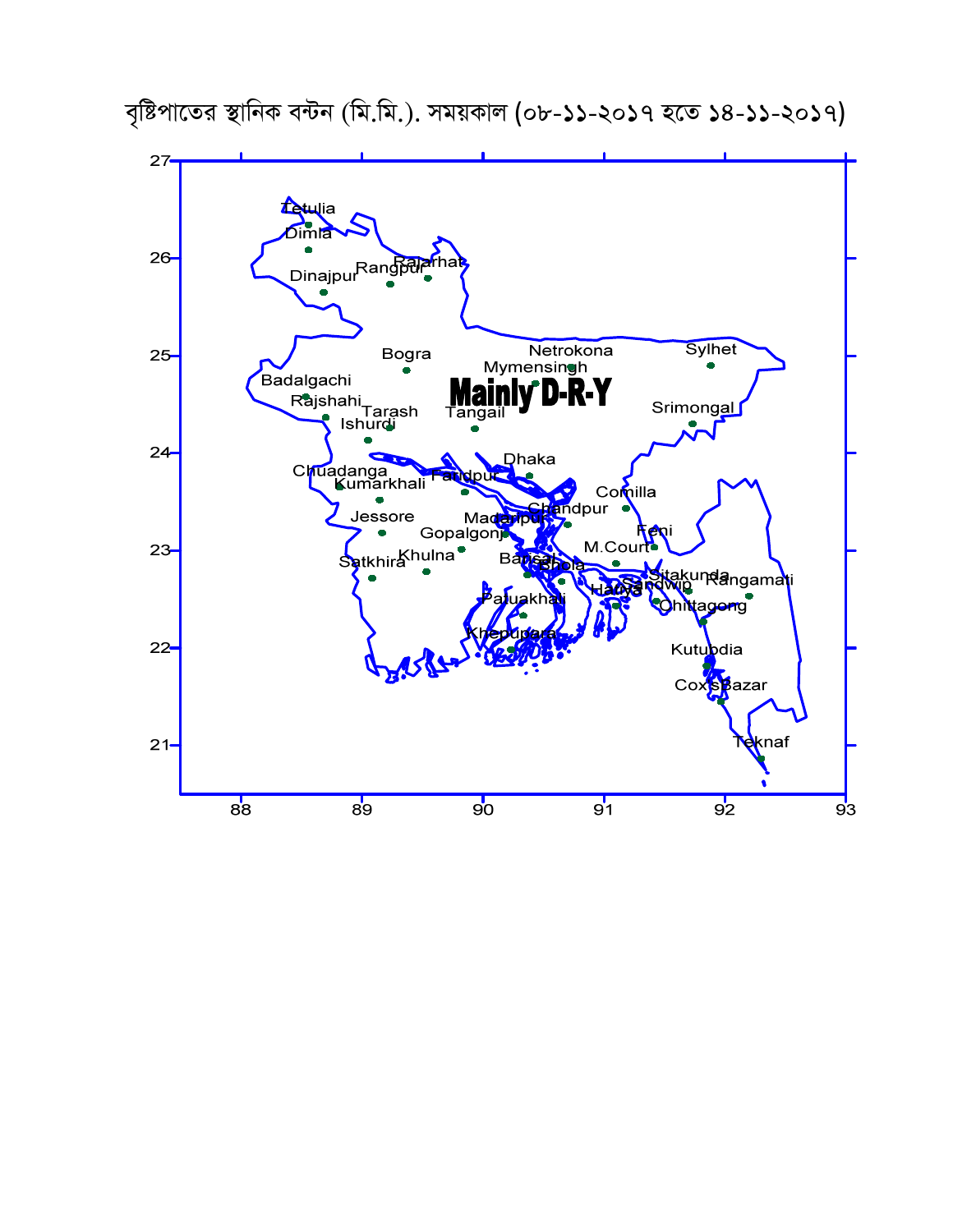বৃষ্টিপাতের স্থানিক বন্টন (মি.মি.). সময়কাল (০৮-১১-২০১৭ হতে ১৪-১১-২০১৭)

Mainly D-R-Y

Tetulia
Dimla
Dinajpur
Rangpur
Rajarhat
Bogra
Netrokona
Sylhet
Mymensingh
Badalgachi
Rajshahi
Tarash
Ishurdi
Tangail
Srimongal
Dhaka
Chuadanga
Kumarkhali
Faridpur
Comilla
Jessore
Madaripur
Chandpur
Gopalgonj
Feni
M.Court
Satkhira
Khulna
Barisal
Bhola
Sitakunda
Sandwip
Rangamati
Hatiya
Patuakhali
Chittagong
Khepupara
Kutubdia
Cox'sBazar
Teknaf

27
26
25
24
23
22
21

88
89
90
91
92
93